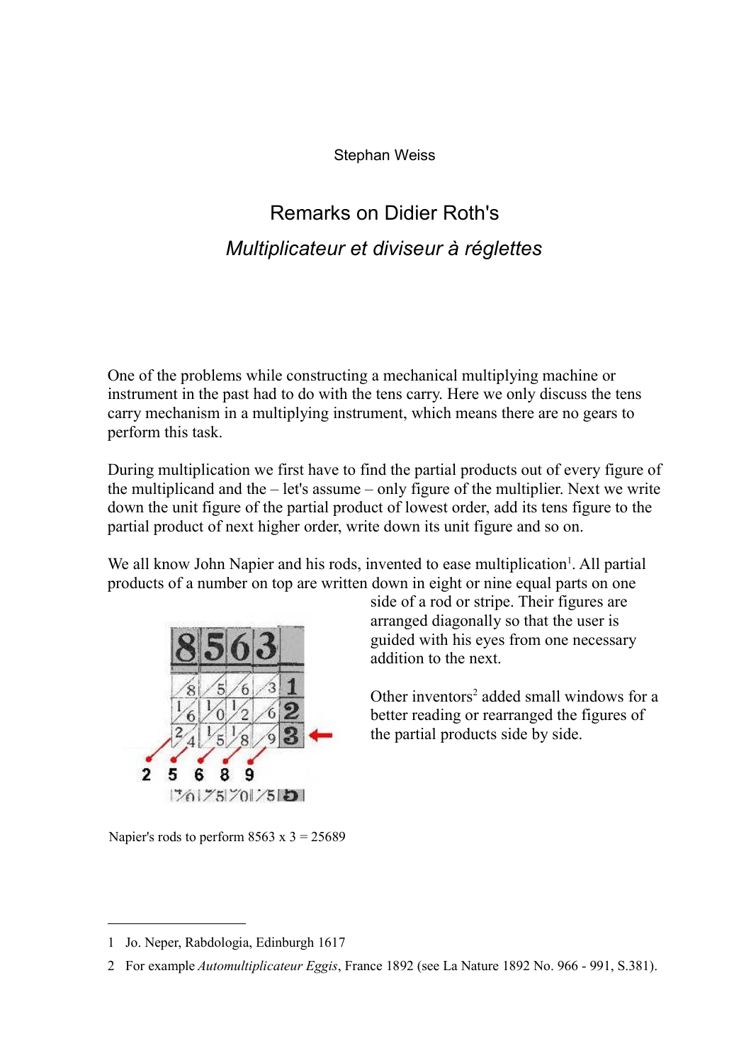Stephan Weiss

# Remarks on Didier Roth's *Multiplicateur et diviseur à réglettes*

One of the problems while constructing a mechanical multiplying machine or instrument in the past had to do with the tens carry. Here we only discuss the tens carry mechanism in a multiplying instrument, which means there are no gears to perform this task.

During multiplication we first have to find the partial products out of every figure of the multiplicand and the – let's assume – only figure of the multiplier. Next we write down the unit figure of the partial product of lowest order, add its tens figure to the partial product of next higher order, write down its unit figure and so on.

We all know John Napier and his rods, invented to ease multiplication[1]. All partial products of a number on top are written down in eight or nine equal parts on one side of a rod or stripe. Their figures are arranged diagonally so that the user is guided with his eyes from one necessary addition to the next.

Other inventors[2] added small windows for a better reading or rearranged the figures of the partial products side by side.

Napier's rods to perform 8563 x 3 = 25689

1 Jo. Neper, Rabdologia, Edinburgh 1617

2 For example *Automultiplicateur Eggis*, France 1892 (see La Nature 1892 No. 966 - 991, S.381).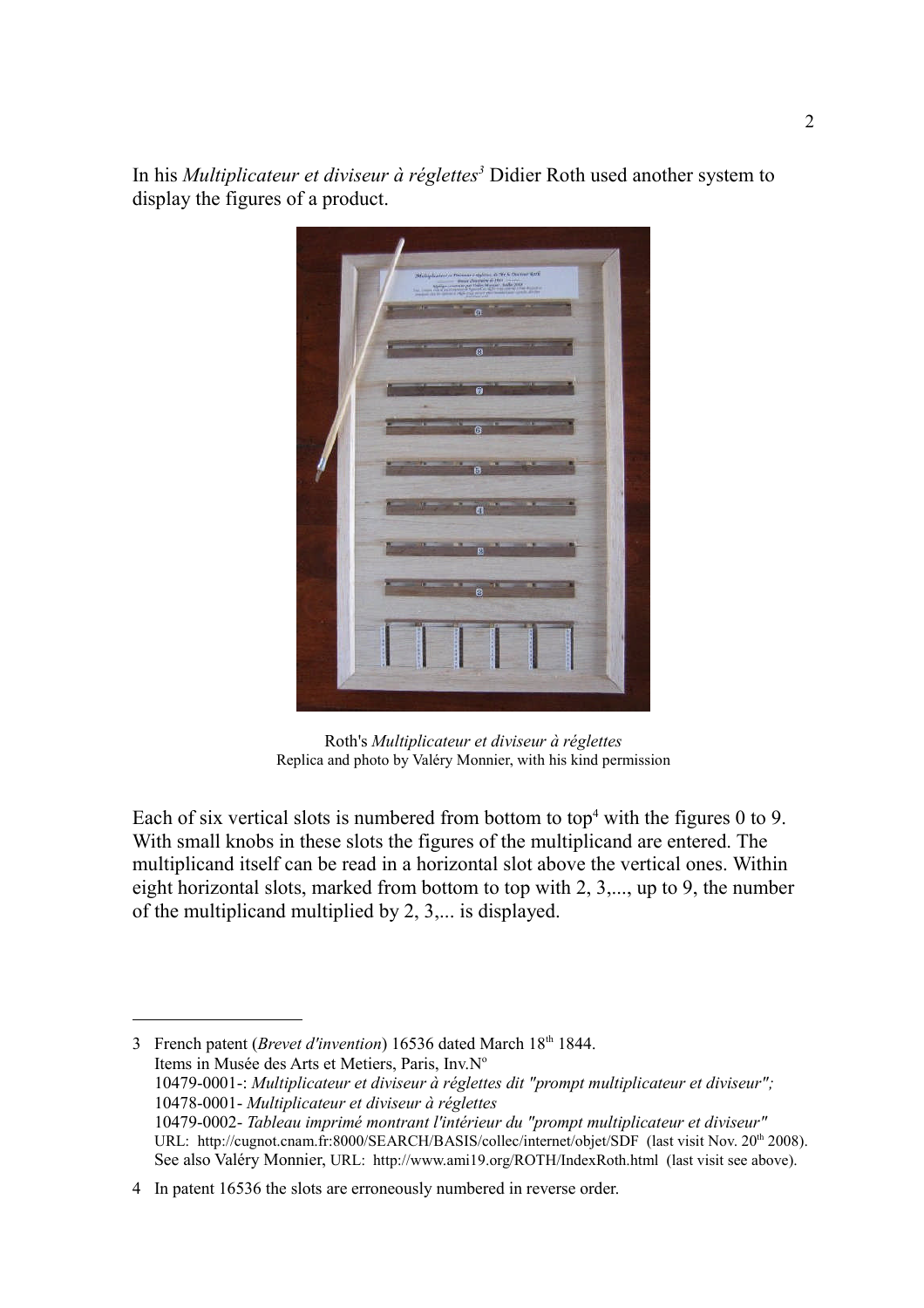In his *Multiplicateur et diviseur à réglettes*[3] Didier Roth used another system to display the figures of a product.

Roth's *Multiplicateur et diviseur à réglettes*
Replica and photo by Valéry Monnier, with his kind permission

Each of six vertical slots is numbered from bottom to top[4] with the figures 0 to 9. With small knobs in these slots the figures of the multiplicand are entered. The multiplicand itself can be read in a horizontal slot above the vertical ones. Within eight horizontal slots, marked from bottom to top with 2, 3,..., up to 9, the number of the multiplicand multiplied by 2, 3,... is displayed.

---

3 French patent (*Brevet d'invention*) 16536 dated March 18th 1844.
Items in Musée des Arts et Metiers, Paris, Inv.No
10479-0001-: *Multiplicateur et diviseur à réglettes dit "prompt multiplicateur et diviseur";*
10478-0001- *Multiplicateur et diviseur à réglettes*
10479-0002- *Tableau imprimé montrant l'intérieur du "prompt multiplicateur et diviseur"*
URL: http://cugnot.cnam.fr:8000/SEARCH/BASIS/collec/internet/objet/SDF (last visit Nov. 20th 2008).
See also Valéry Monnier, URL: http://www.ami19.org/ROTH/IndexRoth.html (last visit see above).

4 In patent 16536 the slots are erroneously numbered in reverse order.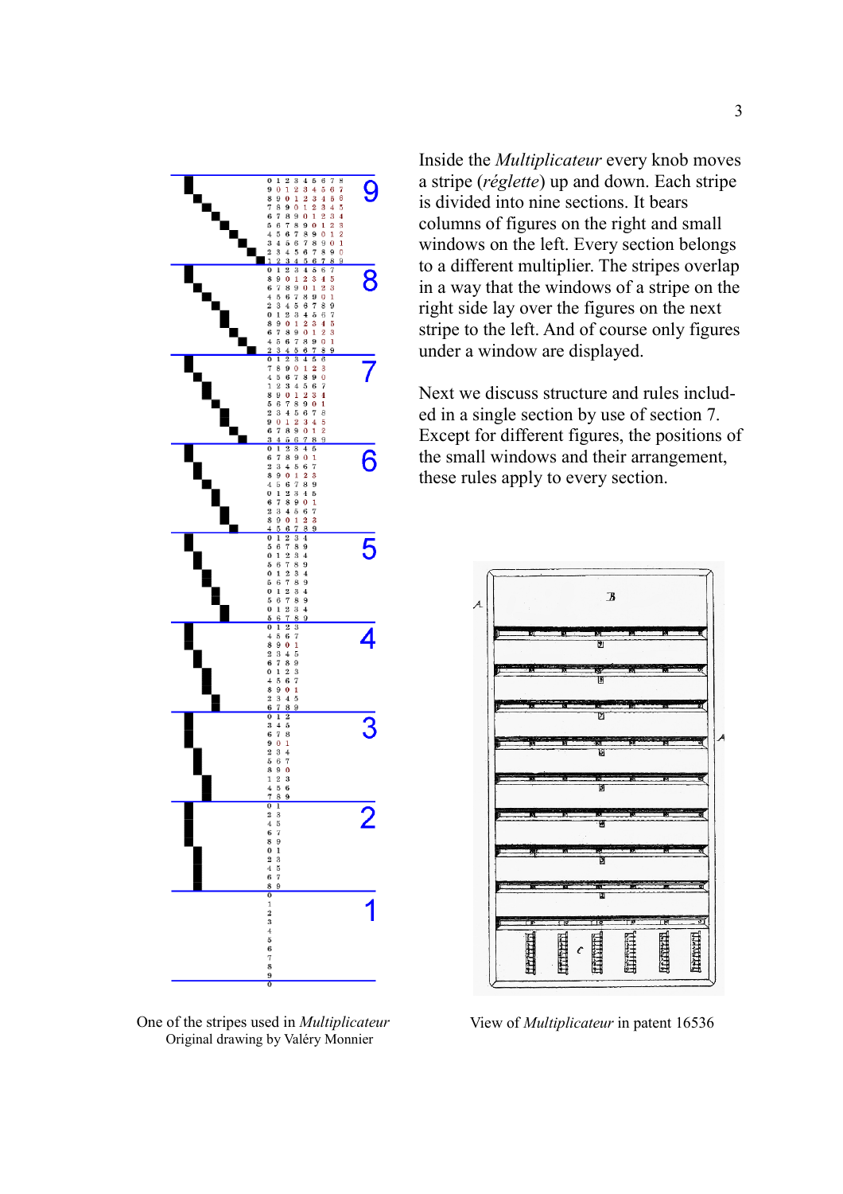Inside the *Multiplicateur* every knob moves a stripe (*réglette*) up and down. Each stripe is divided into nine sections. It bears columns of figures on the right and small windows on the left. Every section belongs to a different multiplier. The stripes overlap in a way that the windows of a stripe on the right side lay over the figures on the next stripe to the left. And of course only figures under a window are displayed.

Next we discuss structure and rules included in a single section by use of section 7. Except for different figures, the positions of the small windows and their arrangement, these rules apply to every section.

One of the stripes used in *Multiplicateur*
Original drawing by Valéry Monnier

View of *Multiplicateur* in patent 16536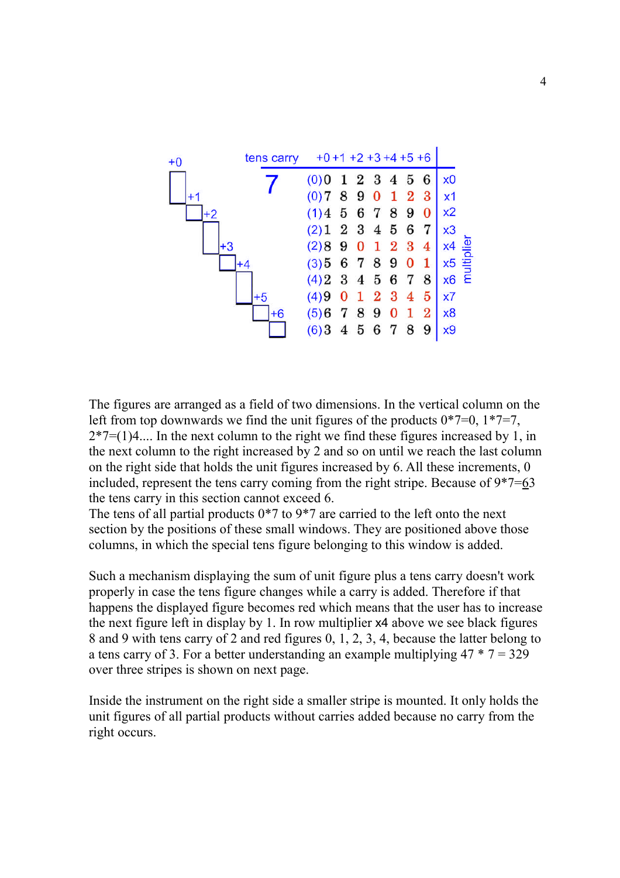| tens carry | +0 | +1 | +2 | +3 | +4 | +5 | +6 | multiplier |
|---|---|---|---|---|---|---|---|---|
| (0) | 0 | 1 | 2 | 3 | 4 | 5 | 6 | x0 |
| (0) | 7 | 8 | 9 | 0 | 1 | 2 | 3 | x1 |
| (1) | 4 | 5 | 6 | 7 | 8 | 9 | 0 | x2 |
| (2) | 1 | 2 | 3 | 4 | 5 | 6 | 7 | x3 |
| (2) | 8 | 9 | 0 | 1 | 2 | 3 | 4 | x4 |
| (3) | 5 | 6 | 7 | 8 | 9 | 0 | 1 | x5 |
| (4) | 2 | 3 | 4 | 5 | 6 | 7 | 8 | x6 |
| (4) | 9 | 0 | 1 | 2 | 3 | 4 | 5 | x7 |
| (5) | 6 | 7 | 8 | 9 | 0 | 1 | 2 | x8 |
| (6) | 3 | 4 | 5 | 6 | 7 | 8 | 9 | x9 |

The figures are arranged as a field of two dimensions. In the vertical column on the left from top downwards we find the unit figures of the products 0*7=0, 1*7=7, 2*7=(1)4.... In the next column to the right we find these figures increased by 1, in the next column to the right increased by 2 and so on until we reach the last column on the right side that holds the unit figures increased by 6. All these increments, 0 included, represent the tens carry coming from the right stripe. Because of 9*7=63 the tens carry in this section cannot exceed 6.
The tens of all partial products 0*7 to 9*7 are carried to the left onto the next section by the positions of these small windows. They are positioned above those columns, in which the special tens figure belonging to this window is added.

Such a mechanism displaying the sum of unit figure plus a tens carry doesn't work properly in case the tens figure changes while a carry is added. Therefore if that happens the displayed figure becomes red which means that the user has to increase the next figure left in display by 1. In row multiplier x4 above we see black figures 8 and 9 with tens carry of 2 and red figures 0, 1, 2, 3, 4, because the latter belong to a tens carry of 3. For a better understanding an example multiplying 47 * 7 = 329 over three stripes is shown on next page.

Inside the instrument on the right side a smaller stripe is mounted. It only holds the unit figures of all partial products without carries added because no carry from the right occurs.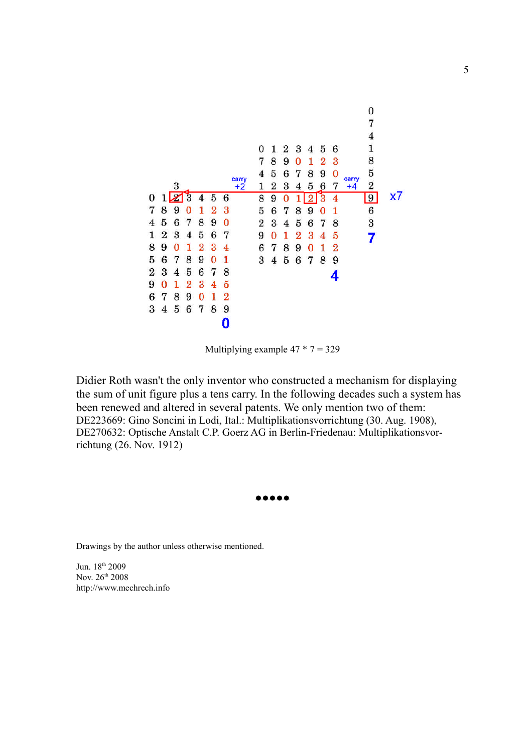Multiplying example 47 * 7 = 329

Didier Roth wasn't the only inventor who constructed a mechanism for displaying the sum of unit figure plus a tens carry. In the following decades such a system has been renewed and altered in several patents. We only mention two of them:
DE223669: Gino Soncini in Lodi, Ital.: Multiplikationsvorrichtung (30. Aug. 1908),
DE270632: Optische Anstalt C.P. Goerz AG in Berlin-Friedenau: Multiplikationsvorrichtung (26. Nov. 1912)

•••••

Drawings by the author unless otherwise mentioned.

Jun. 18th 2009
Nov. 26th 2008
http://www.mechrech.info